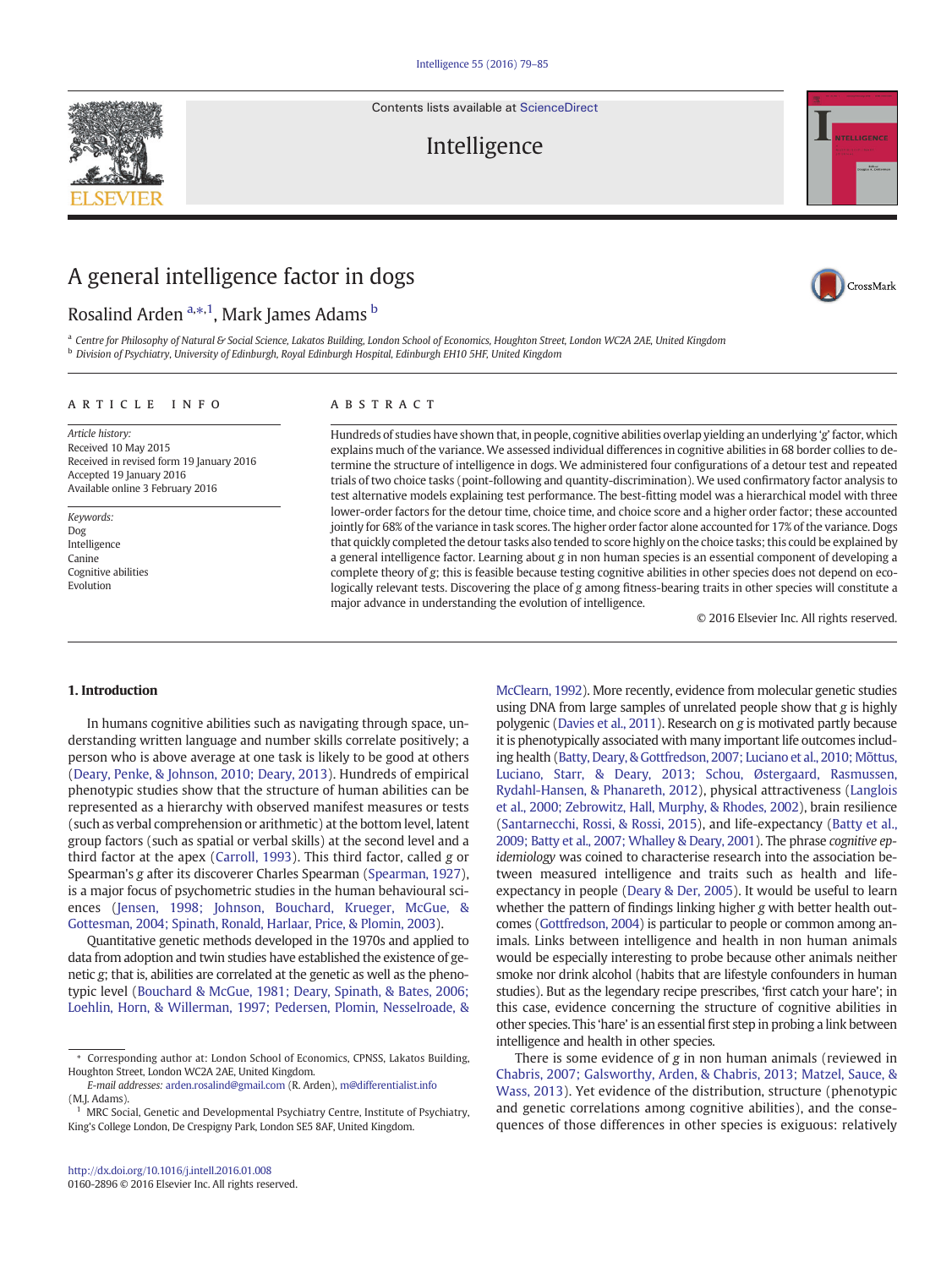# A general intelligence factor in dogs

Rosalind Arden [a,*,1], Mark James Adams [b]

[a] Centre for Philosophy of Natural & Social Science, Lakatos Building, London School of Economics, Houghton Street, London WC2A 2AE, United Kingdom
[b] Division of Psychiatry, University of Edinburgh, Royal Edinburgh Hospital, Edinburgh EH10 5HF, United Kingdom

## ARTICLE INFO

*Article history:*
Received 10 May 2015
Received in revised form 19 January 2016
Accepted 19 January 2016
Available online 3 February 2016

*Keywords:*
Dog
Intelligence
Canine
Cognitive abilities
Evolution

## ABSTRACT

Hundreds of studies have shown that, in people, cognitive abilities overlap yielding an underlying '*g*' factor, which explains much of the variance. We assessed individual differences in cognitive abilities in 68 border collies to determine the structure of intelligence in dogs. We administered four configurations of a detour test and repeated trials of two choice tasks (point-following and quantity-discrimination). We used confirmatory factor analysis to test alternative models explaining test performance. The best-fitting model was a hierarchical model with three lower-order factors for the detour time, choice time, and choice score and a higher order factor; these accounted jointly for 68% of the variance in task scores. The higher order factor alone accounted for 17% of the variance. Dogs that quickly completed the detour tasks also tended to score highly on the choice tasks; this could be explained by a general intelligence factor. Learning about *g* in non human species is an essential component of developing a complete theory of *g*; this is feasible because testing cognitive abilities in other species does not depend on ecologically relevant tests. Discovering the place of *g* among fitness-bearing traits in other species will constitute a major advance in understanding the evolution of intelligence.

© 2016 Elsevier Inc. All rights reserved.

## 1. Introduction

In humans cognitive abilities such as navigating through space, understanding written language and number skills correlate positively; a person who is above average at one task is likely to be good at others (Deary, Penke, & Johnson, 2010; Deary, 2013). Hundreds of empirical phenotypic studies show that the structure of human abilities can be represented as a hierarchy with observed manifest measures or tests (such as verbal comprehension or arithmetic) at the bottom level, latent group factors (such as spatial or verbal skills) at the second level and a third factor at the apex (Carroll, 1993). This third factor, called *g* or Spearman's *g* after its discoverer Charles Spearman (Spearman, 1927), is a major focus of psychometric studies in the human behavioural sciences (Jensen, 1998; Johnson, Bouchard, Krueger, McGue, & Gottesman, 2004; Spinath, Ronald, Harlaar, Price, & Plomin, 2003).

Quantitative genetic methods developed in the 1970s and applied to data from adoption and twin studies have established the existence of genetic *g*; that is, abilities are correlated at the genetic as well as the phenotypic level (Bouchard & McGue, 1981; Deary, Spinath, & Bates, 2006; Loehlin, Horn, & Willerman, 1997; Pedersen, Plomin, Nesselroade, & McClearn, 1992). More recently, evidence from molecular genetic studies using DNA from large samples of unrelated people show that *g* is highly polygenic (Davies et al., 2011). Research on *g* is motivated partly because it is phenotypically associated with many important life outcomes including health (Batty, Deary, & Gottfredson, 2007; Luciano et al., 2010; Mõttus, Luciano, Starr, & Deary, 2013; Schou, Østergaard, Rasmussen, Rydahl-Hansen, & Phanareth, 2012), physical attractiveness (Langlois et al., 2000; Zebrowitz, Hall, Murphy, & Rhodes, 2002), brain resilience (Santarnecchi, Rossi, & Rossi, 2015), and life-expectancy (Batty et al., 2009; Batty et al., 2007; Whalley & Deary, 2001). The phrase *cognitive epidemiology* was coined to characterise research into the association between measured intelligence and traits such as health and life-expectancy in people (Deary & Der, 2005). It would be useful to learn whether the pattern of findings linking higher *g* with better health outcomes (Gottfredson, 2004) is particular to people or common among animals. Links between intelligence and health in non human animals would be especially interesting to probe because other animals neither smoke nor drink alcohol (habits that are lifestyle confounders in human studies). But as the legendary recipe prescribes, 'first catch your hare'; in this case, evidence concerning the structure of cognitive abilities in other species. This 'hare' is an essential first step in probing a link between intelligence and health in other species.

There is some evidence of *g* in non human animals (reviewed in Chabris, 2007; Galsworthy, Arden, & Chabris, 2013; Matzel, Sauce, & Wass, 2013). Yet evidence of the distribution, structure (phenotypic and genetic correlations among cognitive abilities), and the consequences of those differences in other species is exiguous: relatively

---

\* Corresponding author at: London School of Economics, CPNSS, Lakatos Building, Houghton Street, London WC2A 2AE, United Kingdom.
*E-mail addresses:* arden.rosalind@gmail.com (R. Arden), m@differentialist.info (M.J. Adams).
[1] MRC Social, Genetic and Developmental Psychiatry Centre, Institute of Psychiatry, King's College London, De Crespigny Park, London SE5 8AF, United Kingdom.

http://dx.doi.org/10.1016/j.intell.2016.01.008
0160-2896 © 2016 Elsevier Inc. All rights reserved.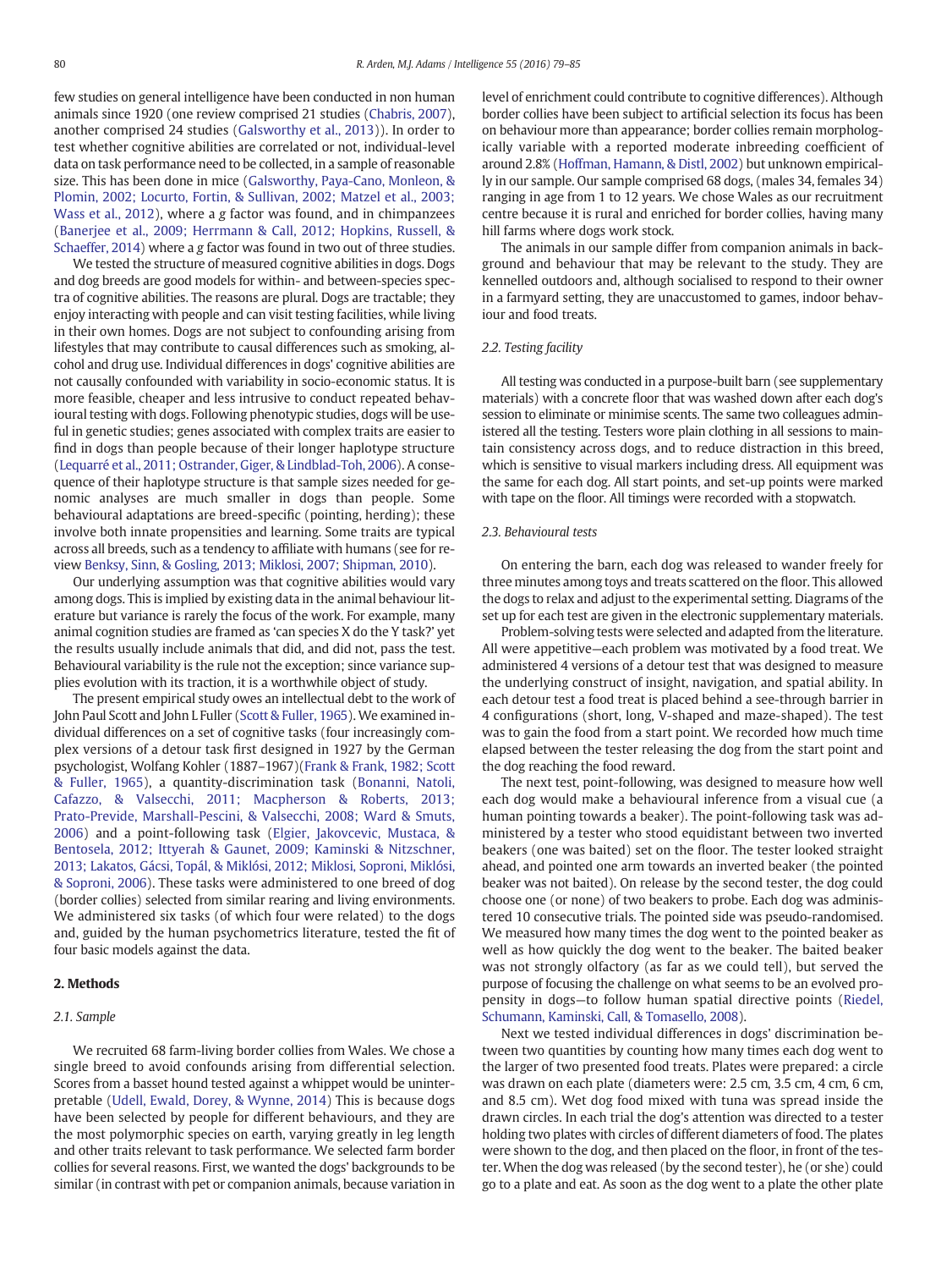few studies on general intelligence have been conducted in non human animals since 1920 (one review comprised 21 studies (Chabris, 2007), another comprised 24 studies (Galsworthy et al., 2013)). In order to test whether cognitive abilities are correlated or not, individual-level data on task performance need to be collected, in a sample of reasonable size. This has been done in mice (Galsworthy, Paya-Cano, Monleon, & Plomin, 2002; Locurto, Fortin, & Sullivan, 2002; Matzel et al., 2003; Wass et al., 2012), where a *g* factor was found, and in chimpanzees (Banerjee et al., 2009; Herrmann & Call, 2012; Hopkins, Russell, & Schaeffer, 2014) where a *g* factor was found in two out of three studies.

We tested the structure of measured cognitive abilities in dogs. Dogs and dog breeds are good models for within- and between-species spectra of cognitive abilities. The reasons are plural. Dogs are tractable; they enjoy interacting with people and can visit testing facilities, while living in their own homes. Dogs are not subject to confounding arising from lifestyles that may contribute to causal differences such as smoking, alcohol and drug use. Individual differences in dogs' cognitive abilities are not causally confounded with variability in socio-economic status. It is more feasible, cheaper and less intrusive to conduct repeated behavioural testing with dogs. Following phenotypic studies, dogs will be useful in genetic studies; genes associated with complex traits are easier to find in dogs than people because of their longer haplotype structure (Lequarré et al., 2011; Ostrander, Giger, & Lindblad-Toh, 2006). A consequence of their haplotype structure is that sample sizes needed for genomic analyses are much smaller in dogs than people. Some behavioural adaptations are breed-specific (pointing, herding); these involve both innate propensities and learning. Some traits are typical across all breeds, such as a tendency to affiliate with humans (see for review Benksy, Sinn, & Gosling, 2013; Miklosi, 2007; Shipman, 2010).

Our underlying assumption was that cognitive abilities would vary among dogs. This is implied by existing data in the animal behaviour literature but variance is rarely the focus of the work. For example, many animal cognition studies are framed as 'can species X do the Y task?' yet the results usually include animals that did, and did not, pass the test. Behavioural variability is the rule not the exception; since variance supplies evolution with its traction, it is a worthwhile object of study.

The present empirical study owes an intellectual debt to the work of John Paul Scott and John L Fuller (Scott & Fuller, 1965). We examined individual differences on a set of cognitive tasks (four increasingly complex versions of a detour task first designed in 1927 by the German psychologist, Wolfang Kohler (1887–1967)(Frank & Frank, 1982; Scott & Fuller, 1965), a quantity-discrimination task (Bonanni, Natoli, Cafazzo, & Valsecchi, 2011; Macpherson & Roberts, 2013; Prato-Previde, Marshall-Pescini, & Valsecchi, 2008; Ward & Smuts, 2006) and a point-following task (Elgier, Jakovcevic, Mustaca, & Bentosela, 2012; Ittyerah & Gaunet, 2009; Kaminski & Nitzschner, 2013; Lakatos, Gácsi, Topál, & Miklósi, 2012; Miklosi, Soproni, Miklósi, & Soproni, 2006). These tasks were administered to one breed of dog (border collies) selected from similar rearing and living environments. We administered six tasks (of which four were related) to the dogs and, guided by the human psychometrics literature, tested the fit of four basic models against the data.

## 2. Methods

### 2.1. Sample

We recruited 68 farm-living border collies from Wales. We chose a single breed to avoid confounds arising from differential selection. Scores from a basset hound tested against a whippet would be uninterpretable (Udell, Ewald, Dorey, & Wynne, 2014) This is because dogs have been selected by people for different behaviours, and they are the most polymorphic species on earth, varying greatly in leg length and other traits relevant to task performance. We selected farm border collies for several reasons. First, we wanted the dogs' backgrounds to be similar (in contrast with pet or companion animals, because variation in level of enrichment could contribute to cognitive differences). Although border collies have been subject to artificial selection its focus has been on behaviour more than appearance; border collies remain morphologically variable with a reported moderate inbreeding coefficient of around 2.8% (Hoffman, Hamann, & Distl, 2002) but unknown empirically in our sample. Our sample comprised 68 dogs, (males 34, females 34) ranging in age from 1 to 12 years. We chose Wales as our recruitment centre because it is rural and enriched for border collies, having many hill farms where dogs work stock.

The animals in our sample differ from companion animals in background and behaviour that may be relevant to the study. They are kennelled outdoors and, although socialised to respond to their owner in a farmyard setting, they are unaccustomed to games, indoor behaviour and food treats.

### 2.2. Testing facility

All testing was conducted in a purpose-built barn (see supplementary materials) with a concrete floor that was washed down after each dog's session to eliminate or minimise scents. The same two colleagues administered all the testing. Testers wore plain clothing in all sessions to maintain consistency across dogs, and to reduce distraction in this breed, which is sensitive to visual markers including dress. All equipment was the same for each dog. All start points, and set-up points were marked with tape on the floor. All timings were recorded with a stopwatch.

### 2.3. Behavioural tests

On entering the barn, each dog was released to wander freely for three minutes among toys and treats scattered on the floor. This allowed the dogs to relax and adjust to the experimental setting. Diagrams of the set up for each test are given in the electronic supplementary materials.

Problem-solving tests were selected and adapted from the literature. All were appetitive—each problem was motivated by a food treat. We administered 4 versions of a detour test that was designed to measure the underlying construct of insight, navigation, and spatial ability. In each detour test a food treat is placed behind a see-through barrier in 4 configurations (short, long, V-shaped and maze-shaped). The test was to gain the food from a start point. We recorded how much time elapsed between the tester releasing the dog from the start point and the dog reaching the food reward.

The next test, point-following, was designed to measure how well each dog would make a behavioural inference from a visual cue (a human pointing towards a beaker). The point-following task was administered by a tester who stood equidistant between two inverted beakers (one was baited) set on the floor. The tester looked straight ahead, and pointed one arm towards an inverted beaker (the pointed beaker was not baited). On release by the second tester, the dog could choose one (or none) of two beakers to probe. Each dog was administered 10 consecutive trials. The pointed side was pseudo-randomised. We measured how many times the dog went to the pointed beaker as well as how quickly the dog went to the beaker. The baited beaker was not strongly olfactory (as far as we could tell), but served the purpose of focusing the challenge on what seems to be an evolved propensity in dogs—to follow human spatial directive points (Riedel, Schumann, Kaminski, Call, & Tomasello, 2008).

Next we tested individual differences in dogs' discrimination between two quantities by counting how many times each dog went to the larger of two presented food treats. Plates were prepared: a circle was drawn on each plate (diameters were: 2.5 cm, 3.5 cm, 4 cm, 6 cm, and 8.5 cm). Wet dog food mixed with tuna was spread inside the drawn circles. In each trial the dog's attention was directed to a tester holding two plates with circles of different diameters of food. The plates were shown to the dog, and then placed on the floor, in front of the tester. When the dog was released (by the second tester), he (or she) could go to a plate and eat. As soon as the dog went to a plate the other plate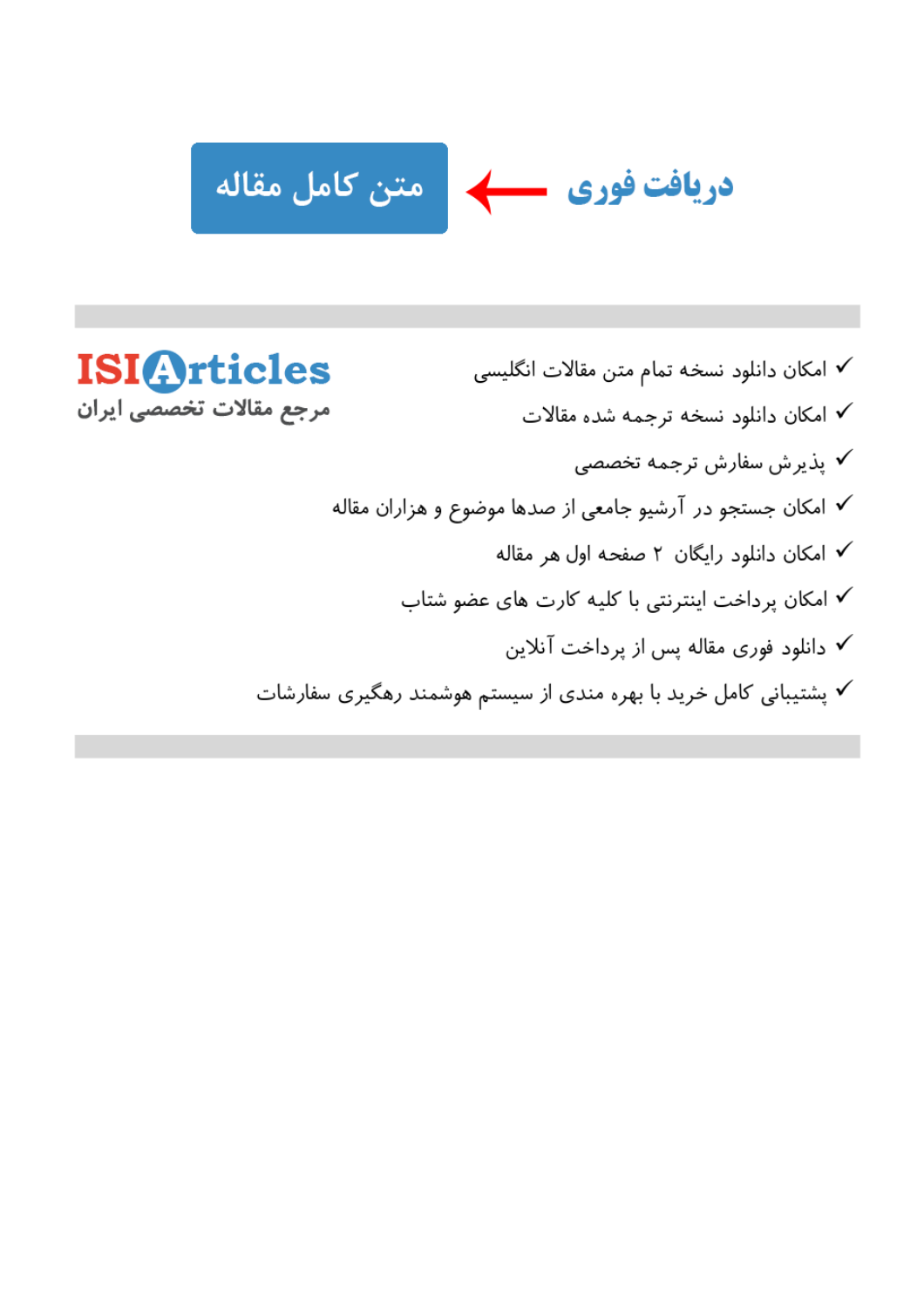دریافت فوری ← **متن کامل مقاله**

**ISIArticles**
مرجع مقالات تخصصی ایران

- ✓ امکان دانلود نسخه تمام متن مقالات انگلیسی
- ✓ امکان دانلود نسخه ترجمه شده مقالات
- ✓ پذیرش سفارش ترجمه تخصصی
- ✓ امکان جستجو در آرشیو جامعی از صدها موضوع و هزاران مقاله
- ✓ امکان دانلود رایگان ۲ صفحه اول هر مقاله
- ✓ امکان پرداخت اینترنتی با کلیه کارت های عضو شتاب
- ✓ دانلود فوری مقاله پس از پرداخت آنلاین
- ✓ پشتیبانی کامل خرید با بهره مندی از سیستم هوشمند رهگیری سفارشات